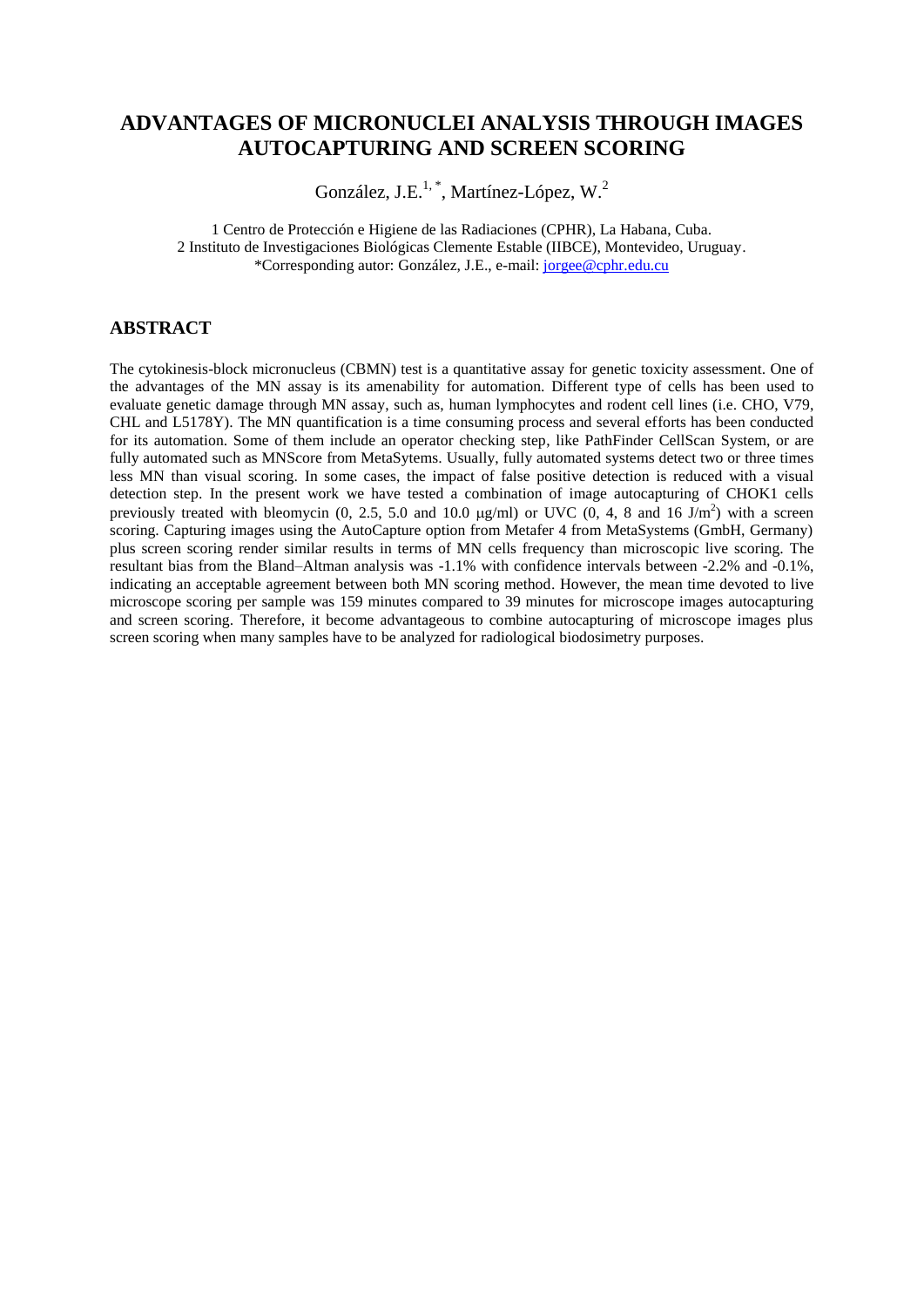# ADVANTAGES OF MICRONUCLEI ANALYSIS THROUGH IMAGES AUTOCAPTURING AND SCREEN SCORING

González, J.E.[1,*], Martínez-López, W.[2]

1 Centro de Protección e Higiene de las Radiaciones (CPHR), La Habana, Cuba.
2 Instituto de Investigaciones Biológicas Clemente Estable (IIBCE), Montevideo, Uruguay.
*Corresponding autor: González, J.E., e-mail: jorgee@cphr.edu.cu

## ABSTRACT

The cytokinesis-block micronucleus (CBMN) test is a quantitative assay for genetic toxicity assessment. One of the advantages of the MN assay is its amenability for automation. Different type of cells has been used to evaluate genetic damage through MN assay, such as, human lymphocytes and rodent cell lines (i.e. CHO, V79, CHL and L5178Y). The MN quantification is a time consuming process and several efforts has been conducted for its automation. Some of them include an operator checking step, like PathFinder CellScan System, or are fully automated such as MNScore from MetaSytems. Usually, fully automated systems detect two or three times less MN than visual scoring. In some cases, the impact of false positive detection is reduced with a visual detection step. In the present work we have tested a combination of image autocapturing of CHOK1 cells previously treated with bleomycin (0, 2.5, 5.0 and 10.0 μg/ml) or UVC (0, 4, 8 and 16 $J/m^2$) with a screen scoring. Capturing images using the AutoCapture option from Metafer 4 from MetaSystems (GmbH, Germany) plus screen scoring render similar results in terms of MN cells frequency than microscopic live scoring. The resultant bias from the Bland–Altman analysis was -1.1% with confidence intervals between -2.2% and -0.1%, indicating an acceptable agreement between both MN scoring method. However, the mean time devoted to live microscope scoring per sample was 159 minutes compared to 39 minutes for microscope images autocapturing and screen scoring. Therefore, it become advantageous to combine autocapturing of microscope images plus screen scoring when many samples have to be analyzed for radiological biodosimetry purposes.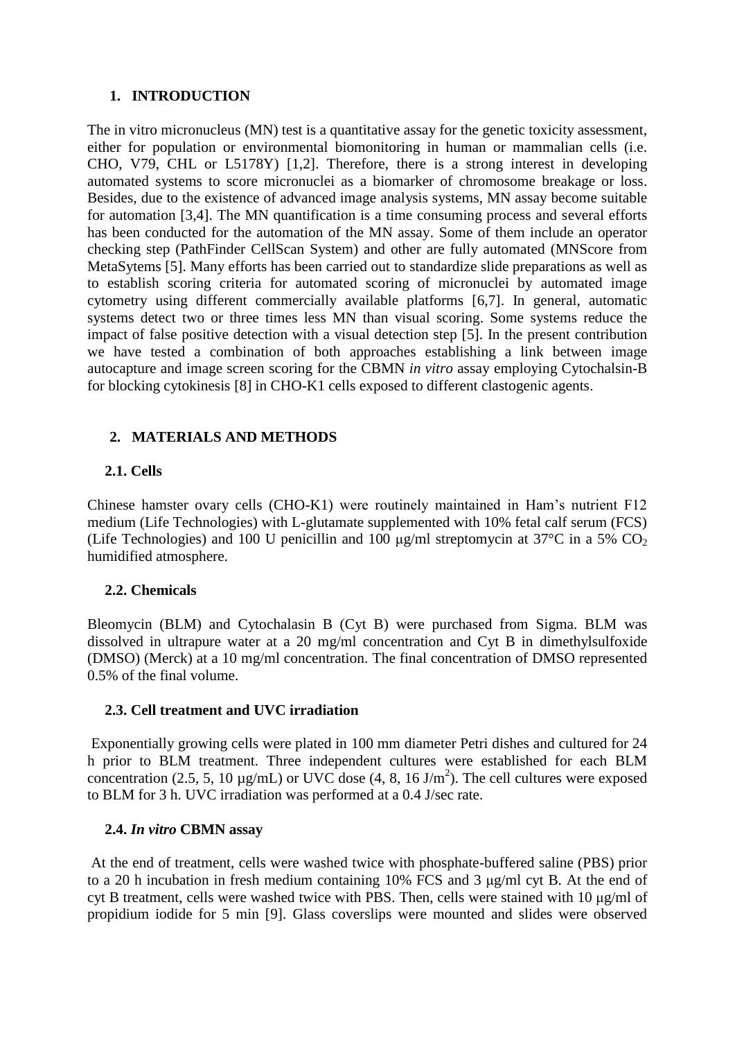## 1. INTRODUCTION

The in vitro micronucleus (MN) test is a quantitative assay for the genetic toxicity assessment, either for population or environmental biomonitoring in human or mammalian cells (i.e. CHO, V79, CHL or L5178Y) [1,2]. Therefore, there is a strong interest in developing automated systems to score micronuclei as a biomarker of chromosome breakage or loss. Besides, due to the existence of advanced image analysis systems, MN assay become suitable for automation [3,4]. The MN quantification is a time consuming process and several efforts has been conducted for the automation of the MN assay. Some of them include an operator checking step (PathFinder CellScan System) and other are fully automated (MNScore from MetaSytems [5]. Many efforts has been carried out to standardize slide preparations as well as to establish scoring criteria for automated scoring of micronuclei by automated image cytometry using different commercially available platforms [6,7]. In general, automatic systems detect two or three times less MN than visual scoring. Some systems reduce the impact of false positive detection with a visual detection step [5]. In the present contribution we have tested a combination of both approaches establishing a link between image autocapture and image screen scoring for the CBMN *in vitro* assay employing Cytochalsin-B for blocking cytokinesis [8] in CHO-K1 cells exposed to different clastogenic agents.

## 2. MATERIALS AND METHODS

### 2.1. Cells

Chinese hamster ovary cells (CHO-K1) were routinely maintained in Ham's nutrient F12 medium (Life Technologies) with L-glutamate supplemented with 10% fetal calf serum (FCS) (Life Technologies) and 100 U penicillin and 100 μg/ml streptomycin at 37°C in a 5% $CO_2$ humidified atmosphere.

### 2.2. Chemicals

Bleomycin (BLM) and Cytochalasin B (Cyt B) were purchased from Sigma. BLM was dissolved in ultrapure water at a 20 mg/ml concentration and Cyt B in dimethylsulfoxide (DMSO) (Merck) at a 10 mg/ml concentration. The final concentration of DMSO represented 0.5% of the final volume.

### 2.3. Cell treatment and UVC irradiation

Exponentially growing cells were plated in 100 mm diameter Petri dishes and cultured for 24 h prior to BLM treatment. Three independent cultures were established for each BLM concentration (2.5, 5, 10 µg/mL) or UVC dose (4, 8, 16 J/$m^2$). The cell cultures were exposed to BLM for 3 h. UVC irradiation was performed at a 0.4 J/sec rate.

### 2.4. *In vitro* CBMN assay

At the end of treatment, cells were washed twice with phosphate-buffered saline (PBS) prior to a 20 h incubation in fresh medium containing 10% FCS and 3 μg/ml cyt B. At the end of cyt B treatment, cells were washed twice with PBS. Then, cells were stained with 10 μg/ml of propidium iodide for 5 min [9]. Glass coverslips were mounted and slides were observed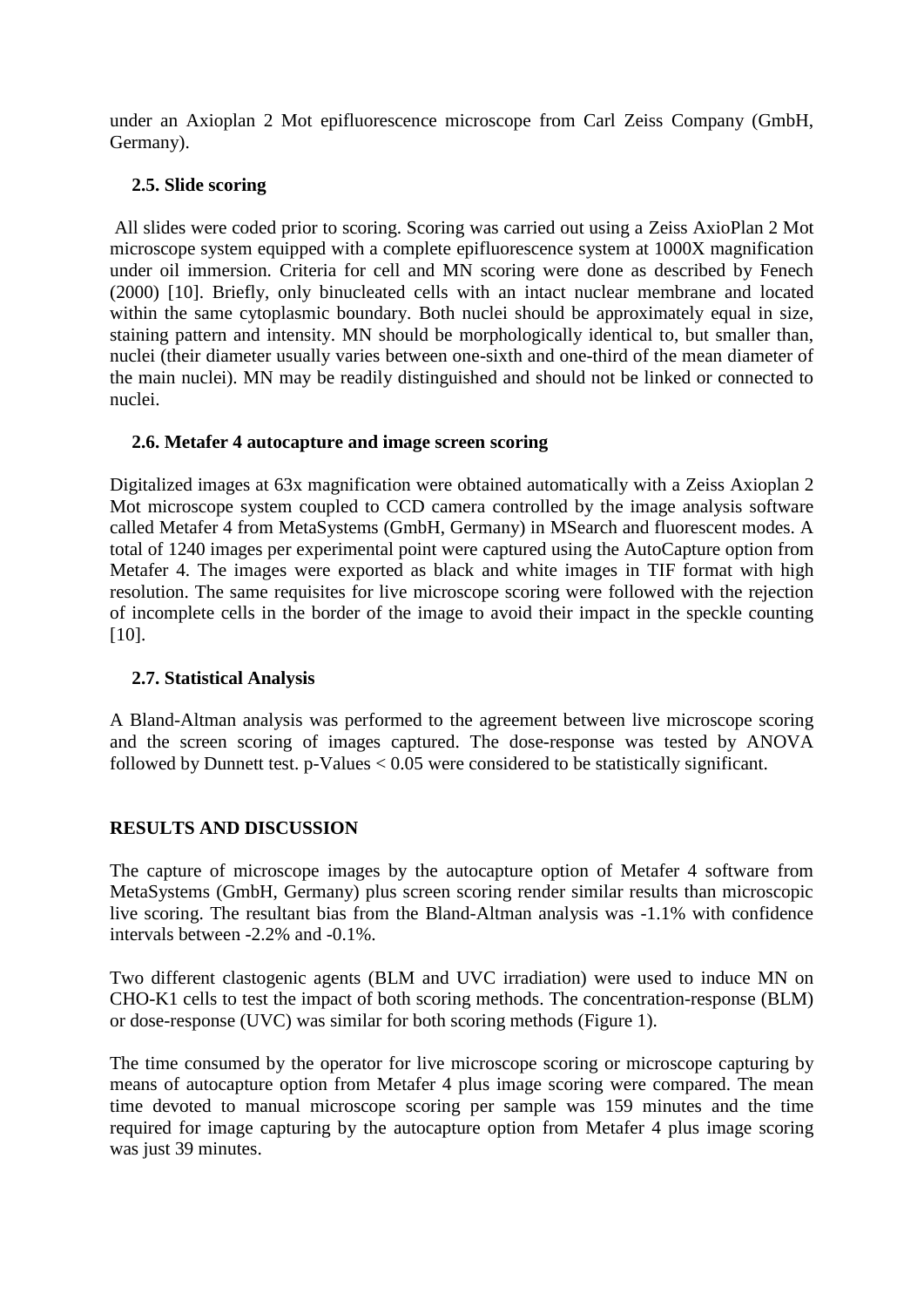under an Axioplan 2 Mot epifluorescence microscope from Carl Zeiss Company (GmbH, Germany).

### 2.5. Slide scoring

All slides were coded prior to scoring. Scoring was carried out using a Zeiss AxioPlan 2 Mot microscope system equipped with a complete epifluorescence system at 1000X magnification under oil immersion. Criteria for cell and MN scoring were done as described by Fenech (2000) [10]. Briefly, only binucleated cells with an intact nuclear membrane and located within the same cytoplasmic boundary. Both nuclei should be approximately equal in size, staining pattern and intensity. MN should be morphologically identical to, but smaller than, nuclei (their diameter usually varies between one-sixth and one-third of the mean diameter of the main nuclei). MN may be readily distinguished and should not be linked or connected to nuclei.

### 2.6. Metafer 4 autocapture and image screen scoring

Digitalized images at 63x magnification were obtained automatically with a Zeiss Axioplan 2 Mot microscope system coupled to CCD camera controlled by the image analysis software called Metafer 4 from MetaSystems (GmbH, Germany) in MSearch and fluorescent modes. A total of 1240 images per experimental point were captured using the AutoCapture option from Metafer 4. The images were exported as black and white images in TIF format with high resolution. The same requisites for live microscope scoring were followed with the rejection of incomplete cells in the border of the image to avoid their impact in the speckle counting [10].

### 2.7. Statistical Analysis

A Bland-Altman analysis was performed to the agreement between live microscope scoring and the screen scoring of images captured. The dose-response was tested by ANOVA followed by Dunnett test. p-Values < 0.05 were considered to be statistically significant.

## RESULTS AND DISCUSSION

The capture of microscope images by the autocapture option of Metafer 4 software from MetaSystems (GmbH, Germany) plus screen scoring render similar results than microscopic live scoring. The resultant bias from the Bland-Altman analysis was -1.1% with confidence intervals between -2.2% and -0.1%.

Two different clastogenic agents (BLM and UVC irradiation) were used to induce MN on CHO-K1 cells to test the impact of both scoring methods. The concentration-response (BLM) or dose-response (UVC) was similar for both scoring methods (Figure 1).

The time consumed by the operator for live microscope scoring or microscope capturing by means of autocapture option from Metafer 4 plus image scoring were compared. The mean time devoted to manual microscope scoring per sample was 159 minutes and the time required for image capturing by the autocapture option from Metafer 4 plus image scoring was just 39 minutes.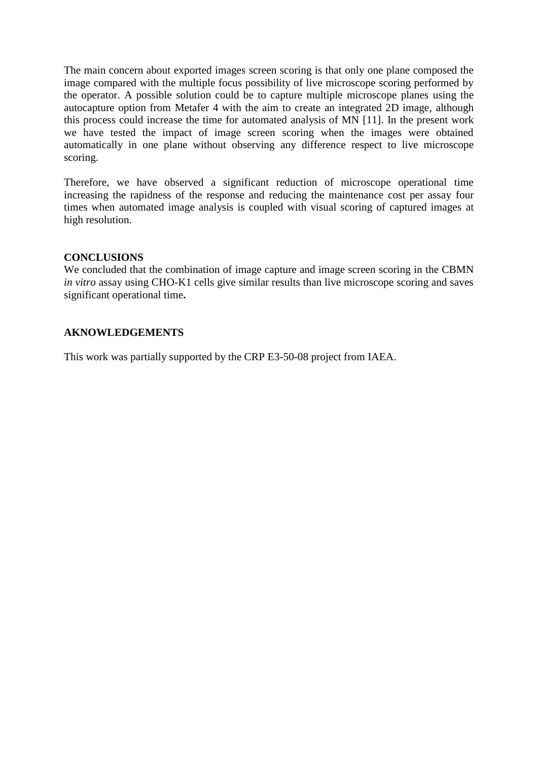The main concern about exported images screen scoring is that only one plane composed the image compared with the multiple focus possibility of live microscope scoring performed by the operator. A possible solution could be to capture multiple microscope planes using the autocapture option from Metafer 4 with the aim to create an integrated 2D image, although this process could increase the time for automated analysis of MN [11]. In the present work we have tested the impact of image screen scoring when the images were obtained automatically in one plane without observing any difference respect to live microscope scoring.

Therefore, we have observed a significant reduction of microscope operational time increasing the rapidness of the response and reducing the maintenance cost per assay four times when automated image analysis is coupled with visual scoring of captured images at high resolution.

## CONCLUSIONS

We concluded that the combination of image capture and image screen scoring in the CBMN *in vitro* assay using CHO-K1 cells give similar results than live microscope scoring and saves significant operational time**.**

## AKNOWLEDGEMENTS

This work was partially supported by the CRP E3-50-08 project from IAEA.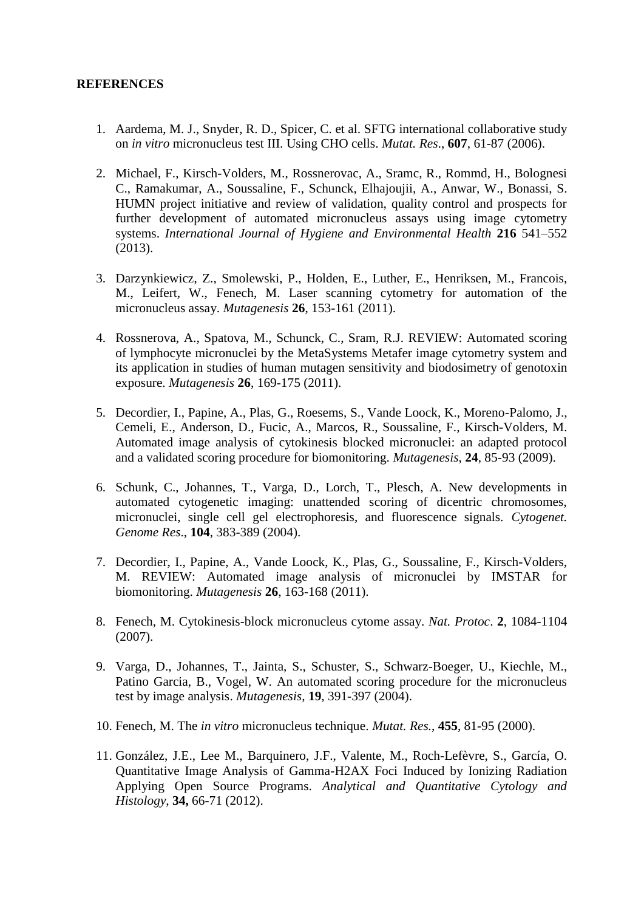**REFERENCES**

1. Aardema, M. J., Snyder, R. D., Spicer, C. et al. SFTG international collaborative study on *in vitro* micronucleus test III. Using CHO cells. *Mutat. Res*., **607**, 61-87 (2006).

2. Michael, F., Kirsch-Volders, M., Rossnerovac, A., Sramc, R., Rommd, H., Bolognesi C., Ramakumar, A., Soussaline, F., Schunck, Elhajoujii, A., Anwar, W., Bonassi, S. HUMN project initiative and review of validation, quality control and prospects for further development of automated micronucleus assays using image cytometry systems. *International Journal of Hygiene and Environmental Health* **216** 541–552 (2013).

3. Darzynkiewicz, Z., Smolewski, P., Holden, E., Luther, E., Henriksen, M., Francois, M., Leifert, W., Fenech, M. Laser scanning cytometry for automation of the micronucleus assay. *Mutagenesis* **26**, 153-161 (2011).

4. Rossnerova, A., Spatova, M., Schunck, C., Sram, R.J. REVIEW: Automated scoring of lymphocyte micronuclei by the MetaSystems Metafer image cytometry system and its application in studies of human mutagen sensitivity and biodosimetry of genotoxin exposure. *Mutagenesis* **26**, 169-175 (2011).

5. Decordier, I., Papine, A., Plas, G., Roesems, S., Vande Loock, K., Moreno-Palomo, J., Cemeli, E., Anderson, D., Fucic, A., Marcos, R., Soussaline, F., Kirsch-Volders, M. Automated image analysis of cytokinesis blocked micronuclei: an adapted protocol and a validated scoring procedure for biomonitoring. *Mutagenesis*, **24**, 85-93 (2009).

6. Schunk, C., Johannes, T., Varga, D., Lorch, T., Plesch, A. New developments in automated cytogenetic imaging: unattended scoring of dicentric chromosomes, micronuclei, single cell gel electrophoresis, and fluorescence signals. *Cytogenet. Genome Res*., **104**, 383-389 (2004).

7. Decordier, I., Papine, A., Vande Loock, K., Plas, G., Soussaline, F., Kirsch-Volders, M. REVIEW: Automated image analysis of micronuclei by IMSTAR for biomonitoring. *Mutagenesis* **26**, 163-168 (2011).

8. Fenech, M. Cytokinesis-block micronucleus cytome assay. *Nat. Protoc*. **2**, 1084-1104 (2007).

9. Varga, D., Johannes, T., Jainta, S., Schuster, S., Schwarz-Boeger, U., Kiechle, M., Patino Garcia, B., Vogel, W. An automated scoring procedure for the micronucleus test by image analysis. *Mutagenesis*, **19**, 391-397 (2004).

10. Fenech, M. The *in vitro* micronucleus technique. *Mutat. Res.*, **455**, 81-95 (2000).

11. González, J.E., Lee M., Barquinero, J.F., Valente, M., Roch-Lefèvre, S., García, O. Quantitative Image Analysis of Gamma-H2AX Foci Induced by Ionizing Radiation Applying Open Source Programs. *Analytical and Quantitative Cytology and Histology*, **34,** 66-71 (2012).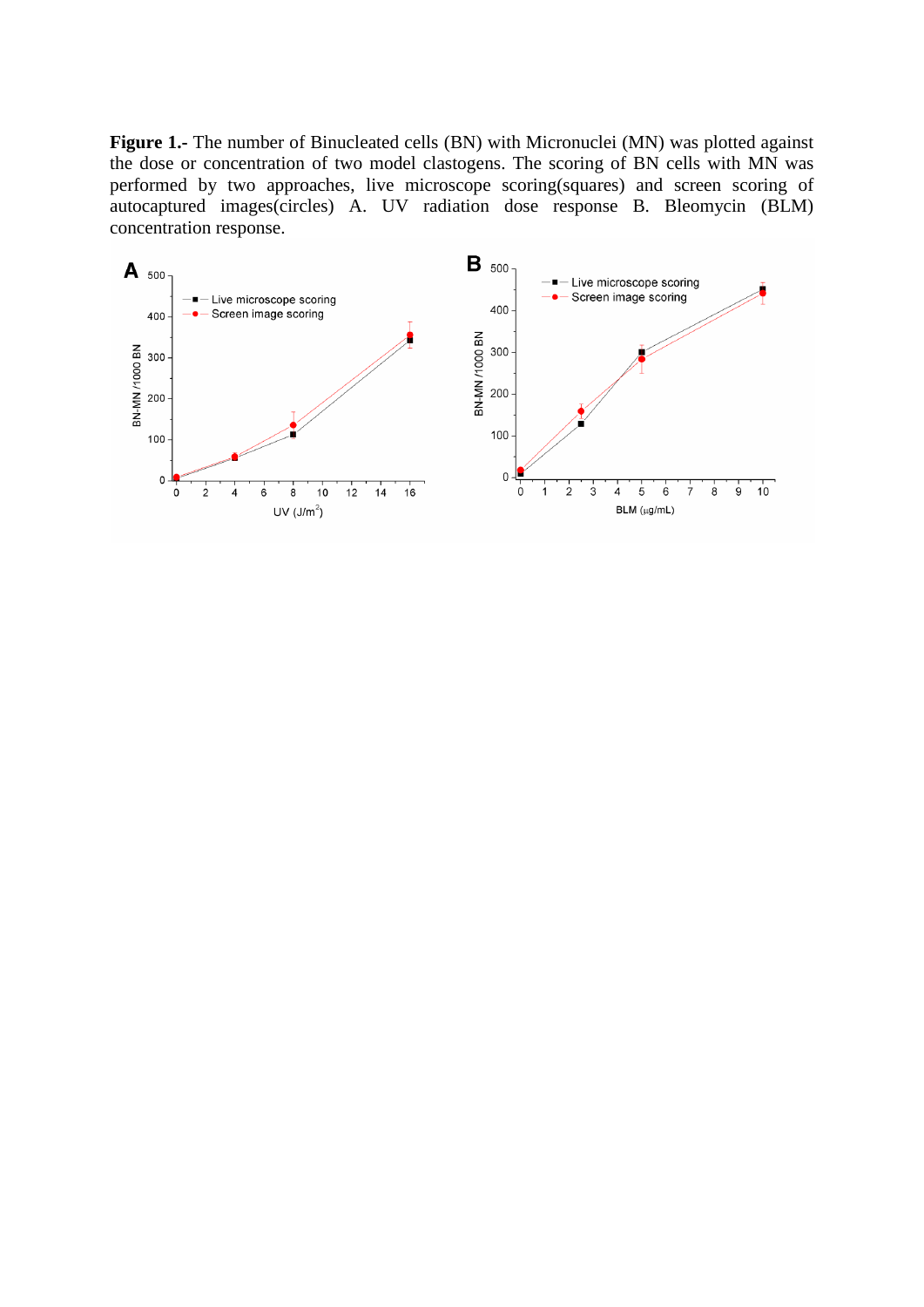**Figure 1.-** The number of Binucleated cells (BN) with Micronuclei (MN) was plotted against the dose or concentration of two model clastogens. The scoring of BN cells with MN was performed by two approaches, live microscope scoring(squares) and screen scoring of autocaptured images(circles) A. UV radiation dose response B. Bleomycin (BLM) concentration response.

A

BN-MN /1000 BN

0
100
200
300
400
500

0 2 4 6 8 10 12 14 16

UV (J/m$^2$)

Live microscope scoring
Screen image scoring

B

BN-MN /1000 BN

0
100
200
300
400
500

0 1 2 3 4 5 6 7 8 9 10

BLM (μg/mL)

Live microscope scoring
Screen image scoring